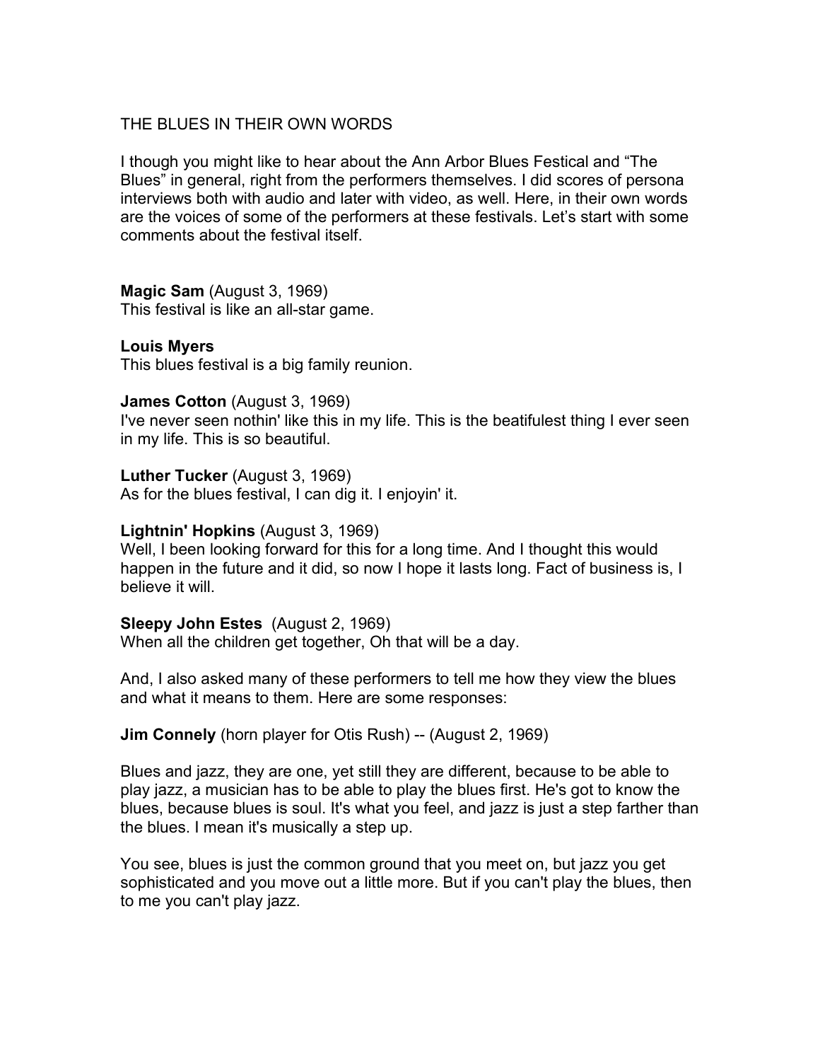# THE BLUES IN THEIR OWN WORDS

I though you might like to hear about the Ann Arbor Blues Festical and "The Blues" in general, right from the performers themselves. I did scores of persona interviews both with audio and later with video, as well. Here, in their own words are the voices of some of the performers at these festivals. Let's start with some comments about the festival itself.

**Magic Sam** (August 3, 1969)
This festival is like an all-star game.

**Louis Myers**
This blues festival is a big family reunion.

**James Cotton** (August 3, 1969)
I've never seen nothin' like this in my life. This is the beatifulest thing I ever seen in my life. This is so beautiful.

**Luther Tucker** (August 3, 1969)
As for the blues festival, I can dig it. I enjoyin' it.

**Lightnin' Hopkins** (August 3, 1969)
Well, I been looking forward for this for a long time. And I thought this would happen in the future and it did, so now I hope it lasts long. Fact of business is, I believe it will.

**Sleepy John Estes** (August 2, 1969)
When all the children get together, Oh that will be a day.

And, I also asked many of these performers to tell me how they view the blues and what it means to them. Here are some responses:

**Jim Connely** (horn player for Otis Rush) -- (August 2, 1969)

Blues and jazz, they are one, yet still they are different, because to be able to play jazz, a musician has to be able to play the blues first. He's got to know the blues, because blues is soul. It's what you feel, and jazz is just a step farther than the blues. I mean it's musically a step up.

You see, blues is just the common ground that you meet on, but jazz you get sophisticated and you move out a little more. But if you can't play the blues, then to me you can't play jazz.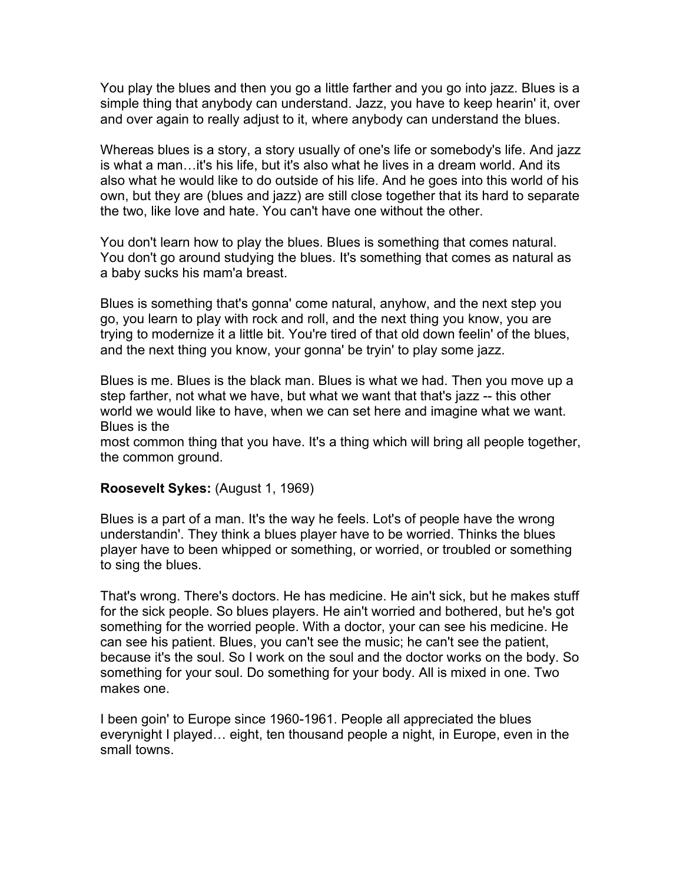You play the blues and then you go a little farther and you go into jazz. Blues is a simple thing that anybody can understand. Jazz, you have to keep hearin' it, over and over again to really adjust to it, where anybody can understand the blues.

Whereas blues is a story, a story usually of one's life or somebody's life. And jazz is what a man…it's his life, but it's also what he lives in a dream world. And its also what he would like to do outside of his life. And he goes into this world of his own, but they are (blues and jazz) are still close together that its hard to separate the two, like love and hate. You can't have one without the other.

You don't learn how to play the blues. Blues is something that comes natural. You don't go around studying the blues. It's something that comes as natural as a baby sucks his mam'a breast.

Blues is something that's gonna' come natural, anyhow, and the next step you go, you learn to play with rock and roll, and the next thing you know, you are trying to modernize it a little bit. You're tired of that old down feelin' of the blues, and the next thing you know, your gonna' be tryin' to play some jazz.

Blues is me. Blues is the black man. Blues is what we had. Then you move up a step farther, not what we have, but what we want that that's jazz -- this other world we would like to have, when we can set here and imagine what we want. Blues is the most common thing that you have. It's a thing which will bring all people together, the common ground.

**Roosevelt Sykes:** (August 1, 1969)

Blues is a part of a man. It's the way he feels. Lot's of people have the wrong understandin'. They think a blues player have to be worried. Thinks the blues player have to been whipped or something, or worried, or troubled or something to sing the blues.

That's wrong. There's doctors. He has medicine. He ain't sick, but he makes stuff for the sick people. So blues players. He ain't worried and bothered, but he's got something for the worried people. With a doctor, your can see his medicine. He can see his patient. Blues, you can't see the music; he can't see the patient, because it's the soul. So I work on the soul and the doctor works on the body. So something for your soul. Do something for your body. All is mixed in one. Two makes one.

I been goin' to Europe since 1960-1961. People all appreciated the blues everynight I played… eight, ten thousand people a night, in Europe, even in the small towns.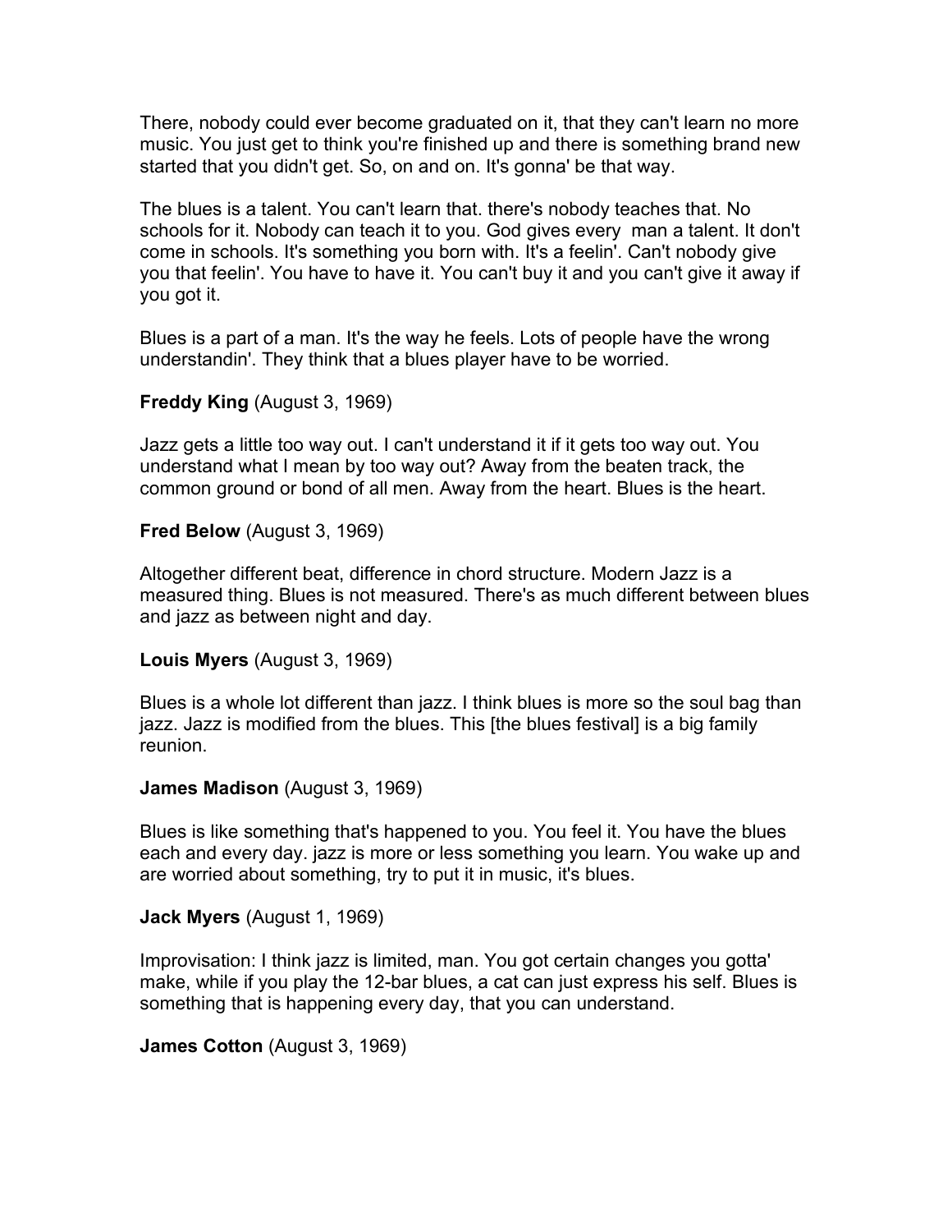There, nobody could ever become graduated on it, that they can't learn no more music. You just get to think you're finished up and there is something brand new started that you didn't get. So, on and on. It's gonna' be that way.

The blues is a talent. You can't learn that. there's nobody teaches that. No schools for it. Nobody can teach it to you. God gives every man a talent. It don't come in schools. It's something you born with. It's a feelin'. Can't nobody give you that feelin'. You have to have it. You can't buy it and you can't give it away if you got it.

Blues is a part of a man. It's the way he feels. Lots of people have the wrong understandin'. They think that a blues player have to be worried.

**Freddy King** (August 3, 1969)

Jazz gets a little too way out. I can't understand it if it gets too way out. You understand what I mean by too way out? Away from the beaten track, the common ground or bond of all men. Away from the heart. Blues is the heart.

**Fred Below** (August 3, 1969)

Altogether different beat, difference in chord structure. Modern Jazz is a measured thing. Blues is not measured. There's as much different between blues and jazz as between night and day.

**Louis Myers** (August 3, 1969)

Blues is a whole lot different than jazz. I think blues is more so the soul bag than jazz. Jazz is modified from the blues. This [the blues festival] is a big family reunion.

**James Madison** (August 3, 1969)

Blues is like something that's happened to you. You feel it. You have the blues each and every day. jazz is more or less something you learn. You wake up and are worried about something, try to put it in music, it's blues.

**Jack Myers** (August 1, 1969)

Improvisation: I think jazz is limited, man. You got certain changes you gotta' make, while if you play the 12-bar blues, a cat can just express his self. Blues is something that is happening every day, that you can understand.

**James Cotton** (August 3, 1969)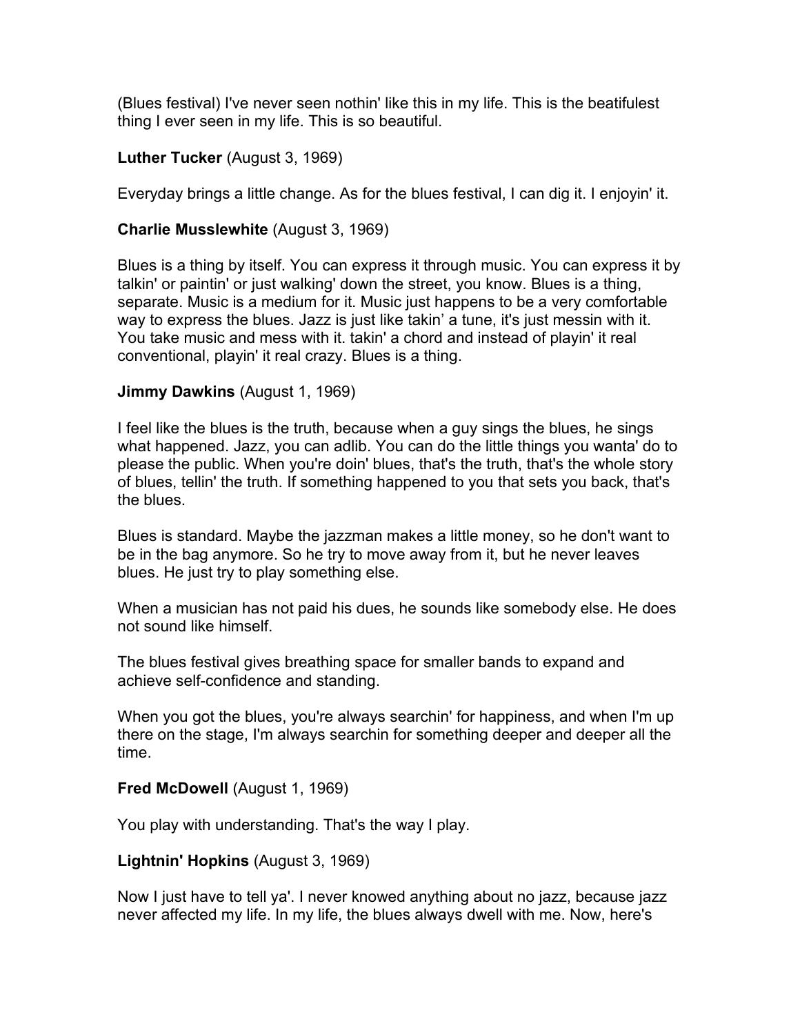(Blues festival) I've never seen nothin' like this in my life. This is the beatifulest thing I ever seen in my life. This is so beautiful.

**Luther Tucker** (August 3, 1969)

Everyday brings a little change. As for the blues festival, I can dig it. I enjoyin' it.

**Charlie Musslewhite** (August 3, 1969)

Blues is a thing by itself. You can express it through music. You can express it by talkin' or paintin' or just walking' down the street, you know. Blues is a thing, separate. Music is a medium for it. Music just happens to be a very comfortable way to express the blues. Jazz is just like takin' a tune, it's just messin with it. You take music and mess with it. takin' a chord and instead of playin' it real conventional, playin' it real crazy. Blues is a thing.

**Jimmy Dawkins** (August 1, 1969)

I feel like the blues is the truth, because when a guy sings the blues, he sings what happened. Jazz, you can adlib. You can do the little things you wanta' do to please the public. When you're doin' blues, that's the truth, that's the whole story of blues, tellin' the truth. If something happened to you that sets you back, that's the blues.

Blues is standard. Maybe the jazzman makes a little money, so he don't want to be in the bag anymore. So he try to move away from it, but he never leaves blues. He just try to play something else.

When a musician has not paid his dues, he sounds like somebody else. He does not sound like himself.

The blues festival gives breathing space for smaller bands to expand and achieve self-confidence and standing.

When you got the blues, you're always searchin' for happiness, and when I'm up there on the stage, I'm always searchin for something deeper and deeper all the time.

**Fred McDowell** (August 1, 1969)

You play with understanding. That's the way I play.

**Lightnin' Hopkins** (August 3, 1969)

Now I just have to tell ya'. I never knowed anything about no jazz, because jazz never affected my life. In my life, the blues always dwell with me. Now, here's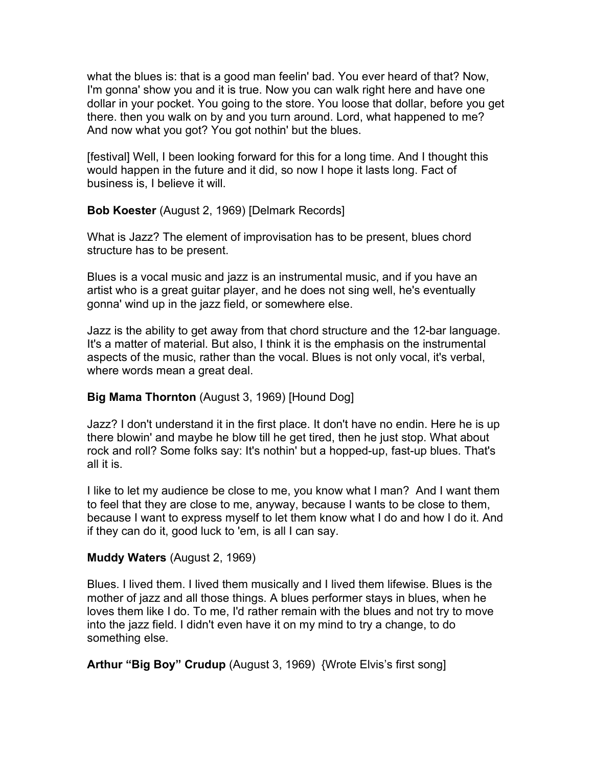what the blues is: that is a good man feelin' bad. You ever heard of that? Now, I'm gonna' show you and it is true. Now you can walk right here and have one dollar in your pocket. You going to the store. You loose that dollar, before you get there. then you walk on by and you turn around. Lord, what happened to me? And now what you got? You got nothin' but the blues.

[festival] Well, I been looking forward for this for a long time. And I thought this would happen in the future and it did, so now I hope it lasts long. Fact of business is, I believe it will.

**Bob Koester** (August 2, 1969) [Delmark Records]

What is Jazz? The element of improvisation has to be present, blues chord structure has to be present.

Blues is a vocal music and jazz is an instrumental music, and if you have an artist who is a great guitar player, and he does not sing well, he's eventually gonna' wind up in the jazz field, or somewhere else.

Jazz is the ability to get away from that chord structure and the 12-bar language. It's a matter of material. But also, I think it is the emphasis on the instrumental aspects of the music, rather than the vocal. Blues is not only vocal, it's verbal, where words mean a great deal.

**Big Mama Thornton** (August 3, 1969) [Hound Dog]

Jazz? I don't understand it in the first place. It don't have no endin. Here he is up there blowin' and maybe he blow till he get tired, then he just stop. What about rock and roll? Some folks say: It's nothin' but a hopped-up, fast-up blues. That's all it is.

I like to let my audience be close to me, you know what I man? And I want them to feel that they are close to me, anyway, because I wants to be close to them, because I want to express myself to let them know what I do and how I do it. And if they can do it, good luck to 'em, is all I can say.

**Muddy Waters** (August 2, 1969)

Blues. I lived them. I lived them musically and I lived them lifewise. Blues is the mother of jazz and all those things. A blues performer stays in blues, when he loves them like I do. To me, I'd rather remain with the blues and not try to move into the jazz field. I didn't even have it on my mind to try a change, to do something else.

**Arthur "Big Boy" Crudup** (August 3, 1969) {Wrote Elvis's first song]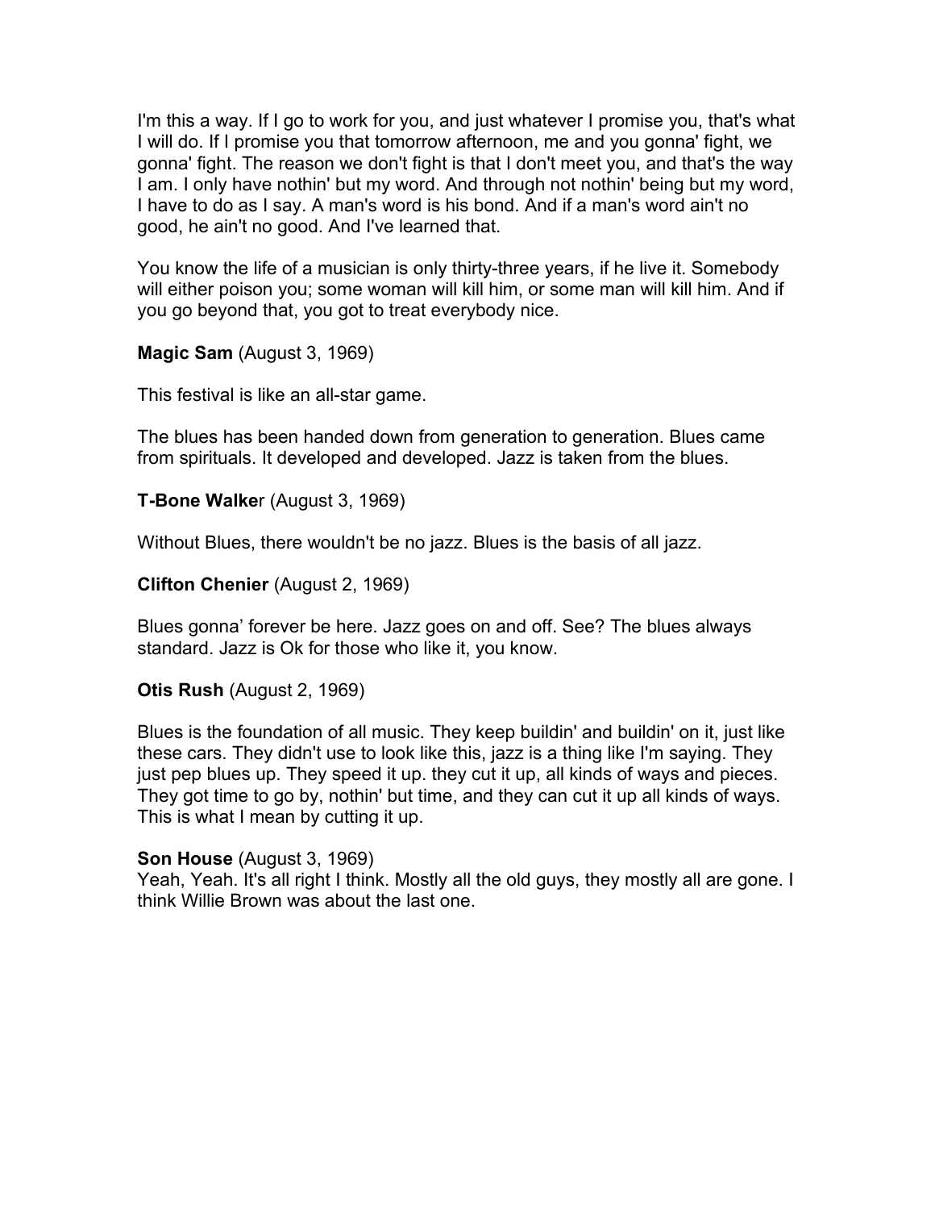I'm this a way. If I go to work for you, and just whatever I promise you, that's what I will do. If I promise you that tomorrow afternoon, me and you gonna' fight, we gonna' fight. The reason we don't fight is that I don't meet you, and that's the way I am. I only have nothin' but my word. And through not nothin' being but my word, I have to do as I say. A man's word is his bond. And if a man's word ain't no good, he ain't no good. And I've learned that.

You know the life of a musician is only thirty-three years, if he live it. Somebody will either poison you; some woman will kill him, or some man will kill him. And if you go beyond that, you got to treat everybody nice.

**Magic Sam** (August 3, 1969)

This festival is like an all-star game.

The blues has been handed down from generation to generation. Blues came from spirituals. It developed and developed. Jazz is taken from the blues.

**T-Bone Walker** (August 3, 1969)

Without Blues, there wouldn't be no jazz. Blues is the basis of all jazz.

**Clifton Chenier** (August 2, 1969)

Blues gonna' forever be here. Jazz goes on and off. See? The blues always standard. Jazz is Ok for those who like it, you know.

**Otis Rush** (August 2, 1969)

Blues is the foundation of all music. They keep buildin' and buildin' on it, just like these cars. They didn't use to look like this, jazz is a thing like I'm saying. They just pep blues up. They speed it up. they cut it up, all kinds of ways and pieces. They got time to go by, nothin' but time, and they can cut it up all kinds of ways. This is what I mean by cutting it up.

**Son House** (August 3, 1969)

Yeah, Yeah. It's all right I think. Mostly all the old guys, they mostly all are gone. I think Willie Brown was about the last one.